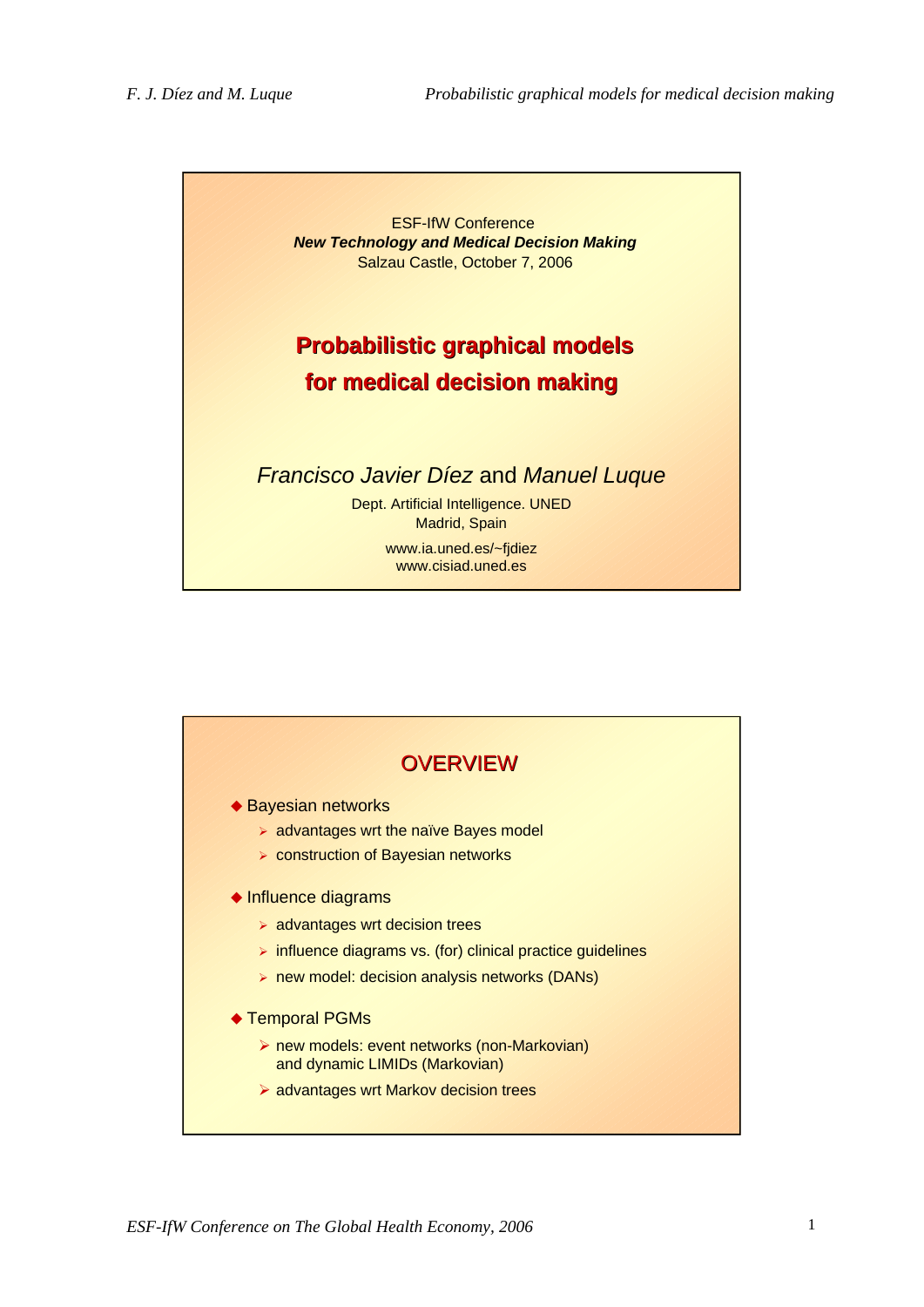ESF-IfW Conference
***New Technology and Medical Decision Making***
Salzau Castle, October 7, 2006

# Probabilistic graphical models for medical decision making

*Francisco Javier Díez* and *Manuel Luque*

Dept. Artificial Intelligence. UNED
Madrid, Spain

www.ia.uned.es/~fjdiez
www.cisiad.uned.es

## OVERVIEW

- Bayesian networks
  - advantages wrt the naïve Bayes model
  - construction of Bayesian networks
- Influence diagrams
  - advantages wrt decision trees
  - influence diagrams vs. (for) clinical practice guidelines
  - new model: decision analysis networks (DANs)
- Temporal PGMs
  - new models: event networks (non-Markovian) and dynamic LIMIDs (Markovian)
  - advantages wrt Markov decision trees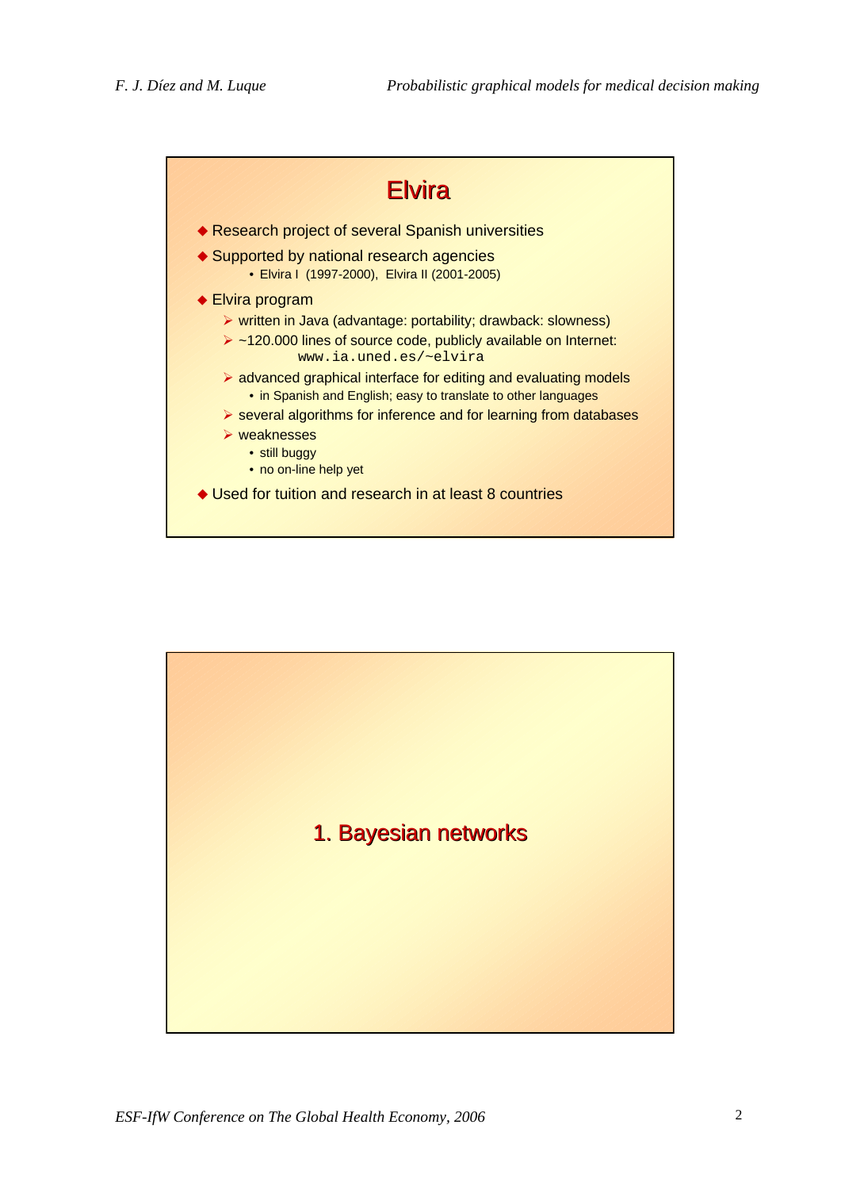## Elvira

- Research project of several Spanish universities
- Supported by national research agencies
  - Elvira I (1997-2000), Elvira II (2001-2005)
- Elvira program
  - written in Java (advantage: portability; drawback: slowness)
  - ~120.000 lines of source code, publicly available on Internet:
    `www.ia.uned.es/~elvira`
  - advanced graphical interface for editing and evaluating models
    - in Spanish and English; easy to translate to other languages
  - several algorithms for inference and for learning from databases
  - weaknesses
    - still buggy
    - no on-line help yet
- Used for tuition and research in at least 8 countries

# 1. Bayesian networks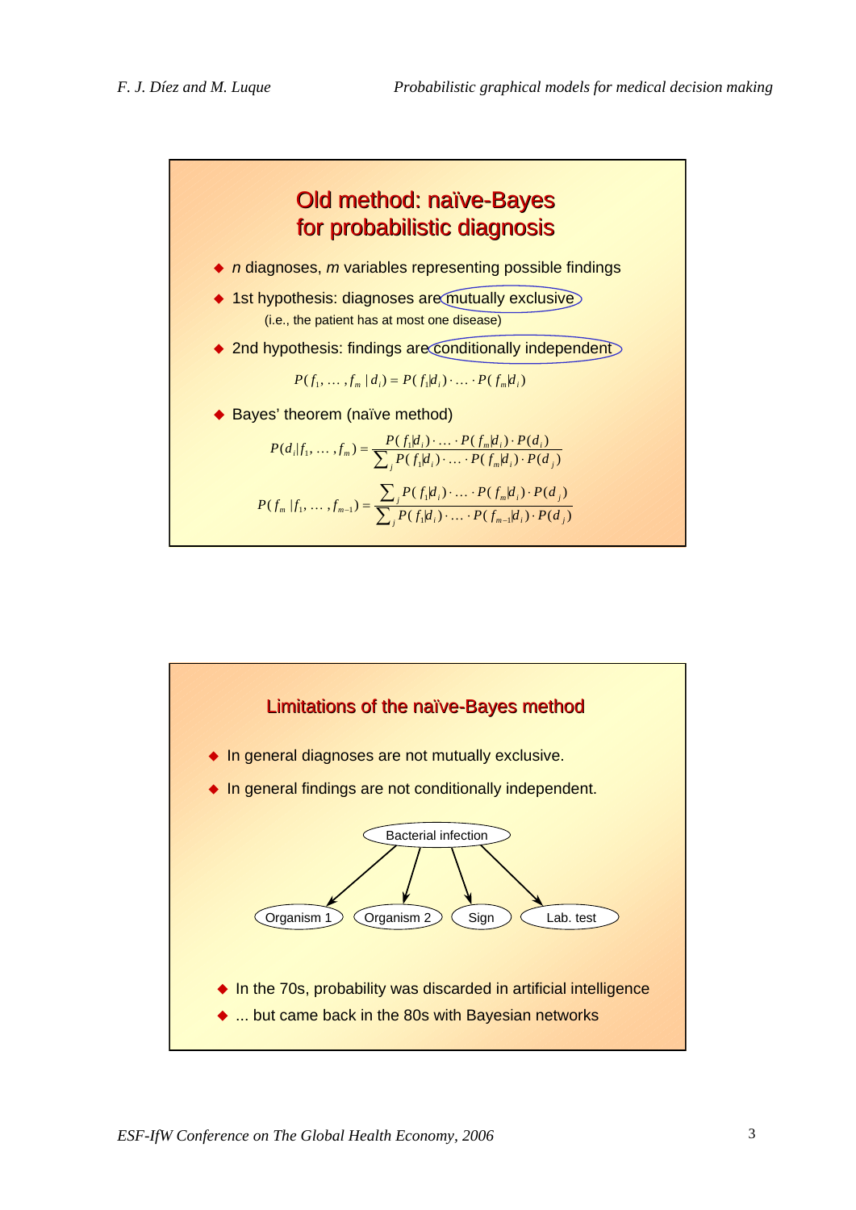## Old method: naïve-Bayes for probabilistic diagnosis

- *n* diagnoses, *m* variables representing possible findings
- 1st hypothesis: diagnoses are mutually exclusive
  (i.e., the patient has at most one disease)
- 2nd hypothesis: findings are conditionally independent

$$P(f_1, \ldots, f_m \mid d_i) = P(f_1|d_i) \cdot \ldots \cdot P(f_m|d_i)$$

- Bayes' theorem (naïve method)

$$P(d_i|f_1, \ldots, f_m) = \frac{P(f_1|d_i) \cdot \ldots \cdot P(f_m|d_i) \cdot P(d_i)}{\sum_j P(f_1|d_j) \cdot \ldots \cdot P(f_m|d_j) \cdot P(d_j)}$$

$$P(f_m|f_1, \ldots, f_{m-1}) = \frac{\sum_j P(f_1|d_j) \cdot \ldots \cdot P(f_m|d_j) \cdot P(d_j)}{\sum_j P(f_1|d_j) \cdot \ldots \cdot P(f_{m-1}|d_j) \cdot P(d_j)}$$

## Limitations of the naïve-Bayes method

- In general diagnoses are not mutually exclusive.
- In general findings are not conditionally independent.

Bacterial infection → Organism 1, Organism 2, Sign, Lab. test

- In the 70s, probability was discarded in artificial intelligence
- ... but came back in the 80s with Bayesian networks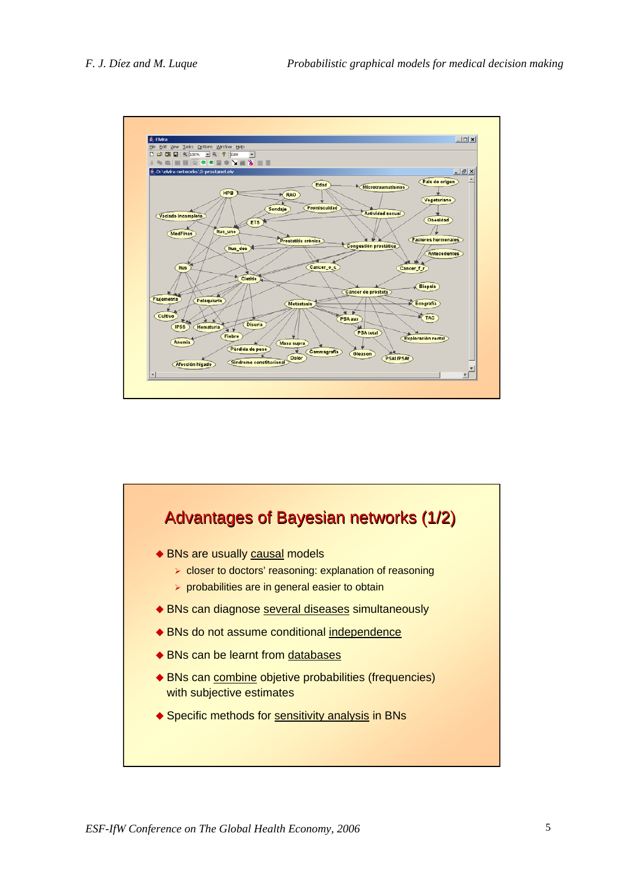## Advantages of Bayesian networks (1/2)

- BNs are usually causal models
  - closer to doctors' reasoning: explanation of reasoning
  - probabilities are in general easier to obtain
- BNs can diagnose several diseases simultaneously
- BNs do not assume conditional independence
- BNs can be learnt from databases
- BNs can combine objetive probabilities (frequencies) with subjective estimates
- Specific methods for sensitivity analysis in BNs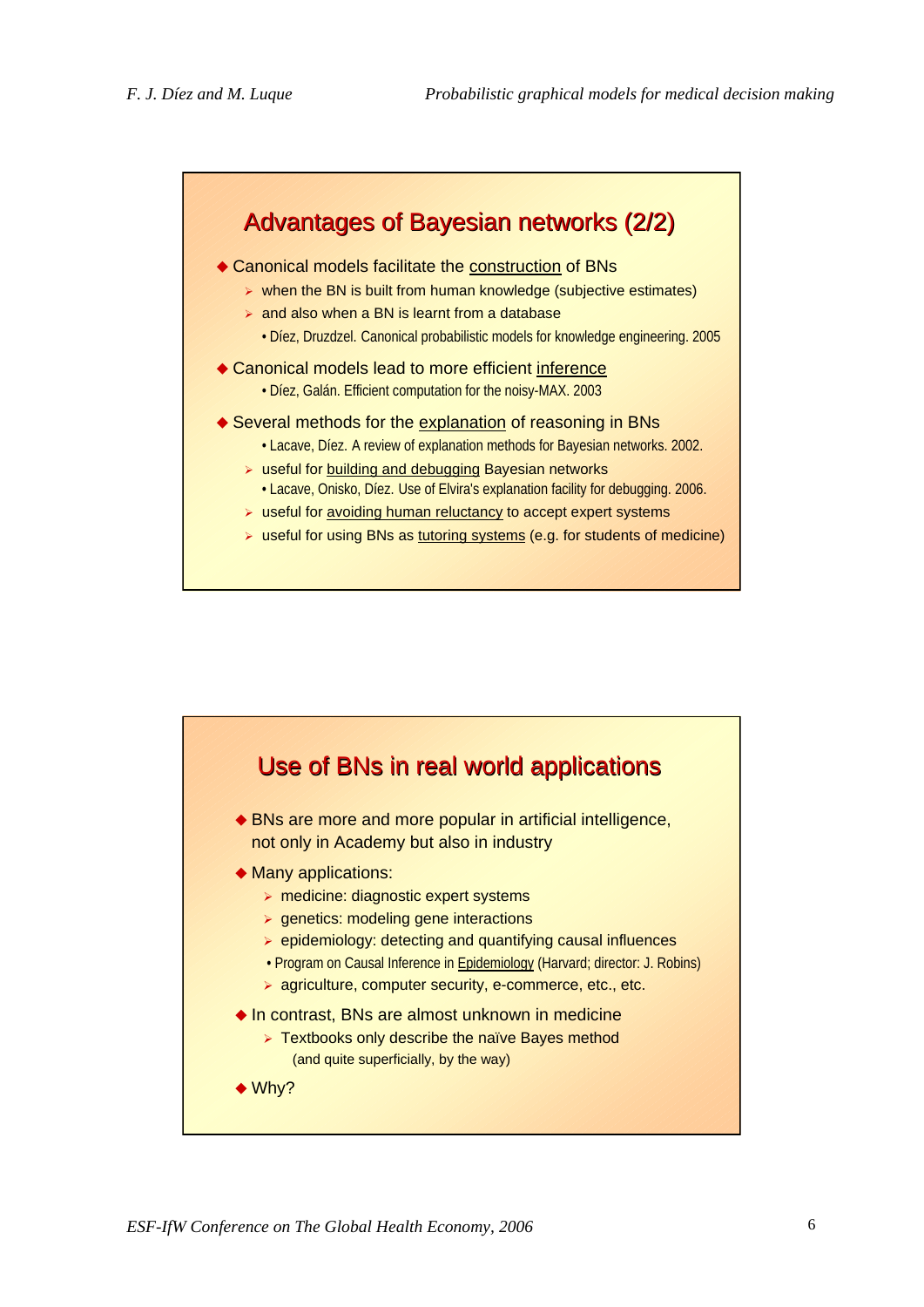## Advantages of Bayesian networks (2/2)

- Canonical models facilitate the construction of BNs
  - when the BN is built from human knowledge (subjective estimates)
  - and also when a BN is learnt from a database
    - Díez, Druzdzel. Canonical probabilistic models for knowledge engineering. 2005
- Canonical models lead to more efficient inference
  - Díez, Galán. Efficient computation for the noisy-MAX. 2003
- Several methods for the explanation of reasoning in BNs
  - Lacave, Díez. A review of explanation methods for Bayesian networks. 2002.
  - useful for building and debugging Bayesian networks
    - Lacave, Onisko, Díez. Use of Elvira's explanation facility for debugging. 2006.
  - useful for avoiding human reluctancy to accept expert systems
  - useful for using BNs as tutoring systems (e.g. for students of medicine)

## Use of BNs in real world applications

- BNs are more and more popular in artificial intelligence, not only in Academy but also in industry
- Many applications:
  - medicine: diagnostic expert systems
  - genetics: modeling gene interactions
  - epidemiology: detecting and quantifying causal influences
    - Program on Causal Inference in Epidemiology (Harvard; director: J. Robins)
  - agriculture, computer security, e-commerce, etc., etc.
- In contrast, BNs are almost unknown in medicine
  - Textbooks only describe the naïve Bayes method (and quite superficially, by the way)
- Why?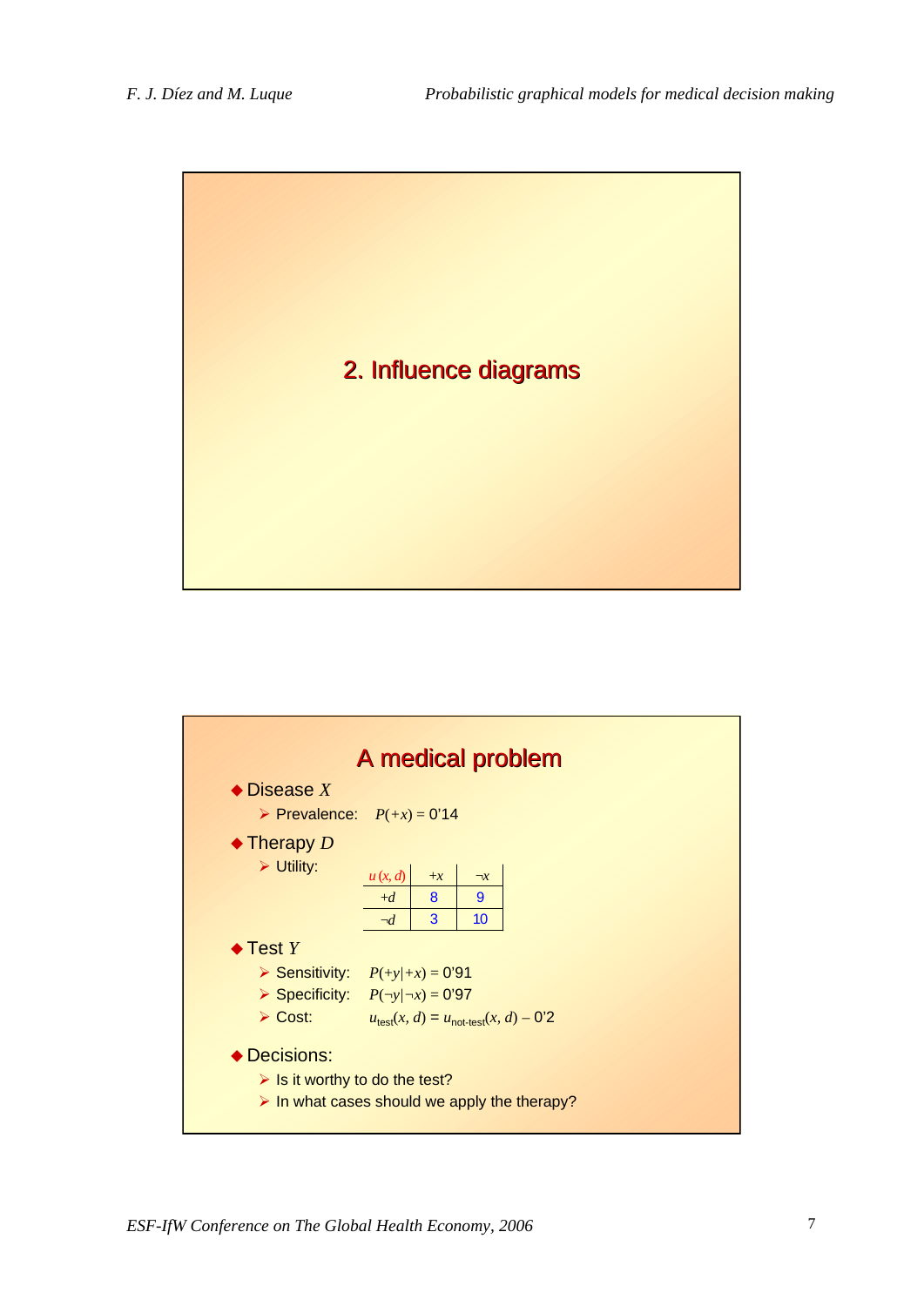# 2. Influence diagrams

## A medical problem

- Disease $X$
  - Prevalence: $P(+x) = 0'14$
- Therapy $D$
  - Utility:

| $u(x, d)$ | $+x$ | $\neg x$ |
|---|---|---|
| $+d$ | 8 | 9 |
| $\neg d$ | 3 | 10 |

- Test $Y$
  - Sensitivity: $P(+y|+x) = 0'91$
  - Specificity: $P(\neg y|\neg x) = 0'97$
  - Cost: $u_{\text{test}}(x, d) = u_{\text{not-test}}(x, d) - 0'2$
- Decisions:
  - Is it worthy to do the test?
  - In what cases should we apply the therapy?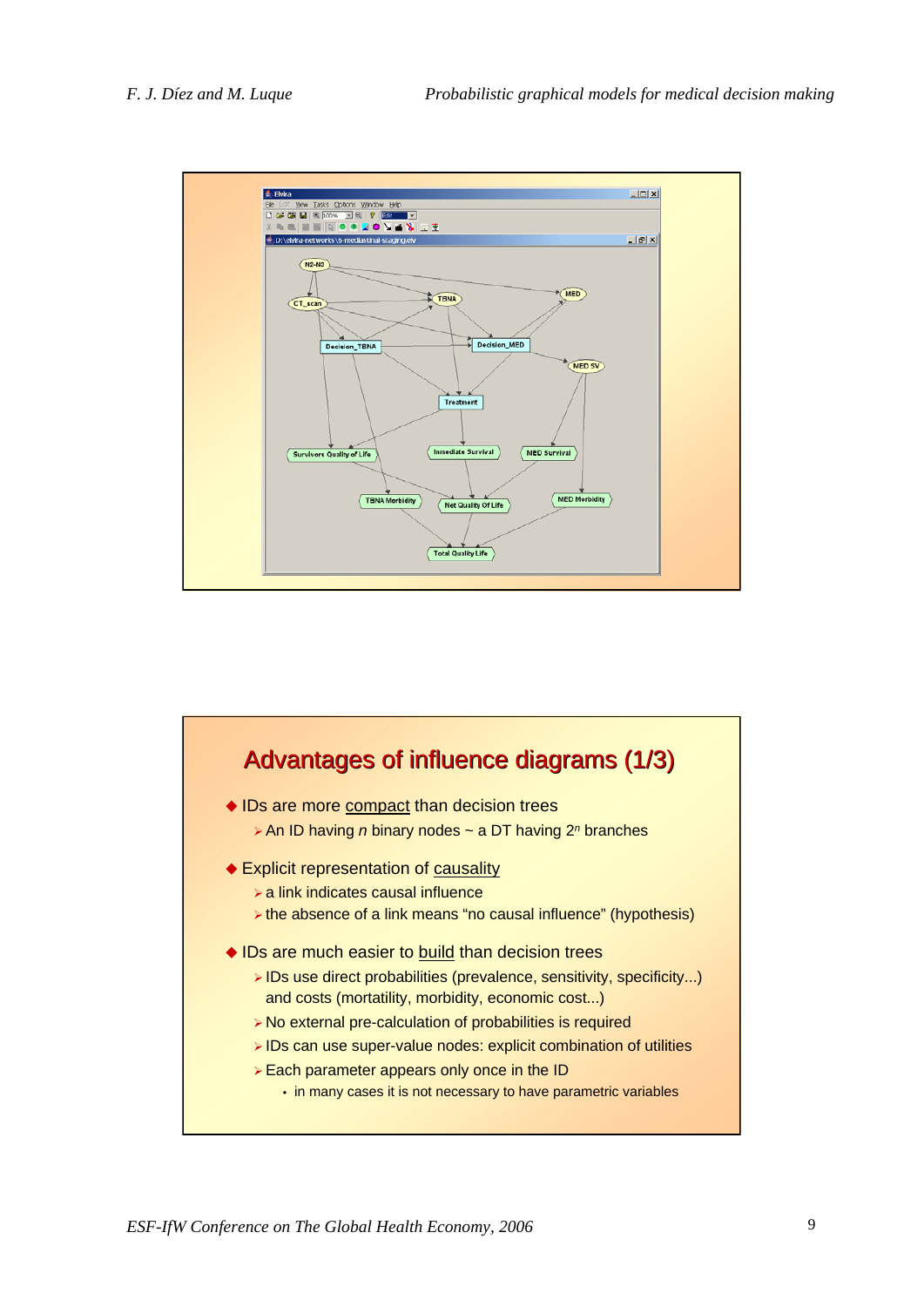## Advantages of influence diagrams (1/3)

- IDs are more compact than decision trees
  - An ID having $n$ binary nodes ~ a DT having $2^n$ branches
- Explicit representation of causality
  - a link indicates causal influence
  - the absence of a link means “no causal influence” (hypothesis)
- IDs are much easier to build than decision trees
  - IDs use direct probabilities (prevalence, sensitivity, specificity...) and costs (mortatility, morbidity, economic cost...)
  - No external pre-calculation of probabilities is required
  - IDs can use super-value nodes: explicit combination of utilities
  - Each parameter appears only once in the ID
    - in many cases it is not necessary to have parametric variables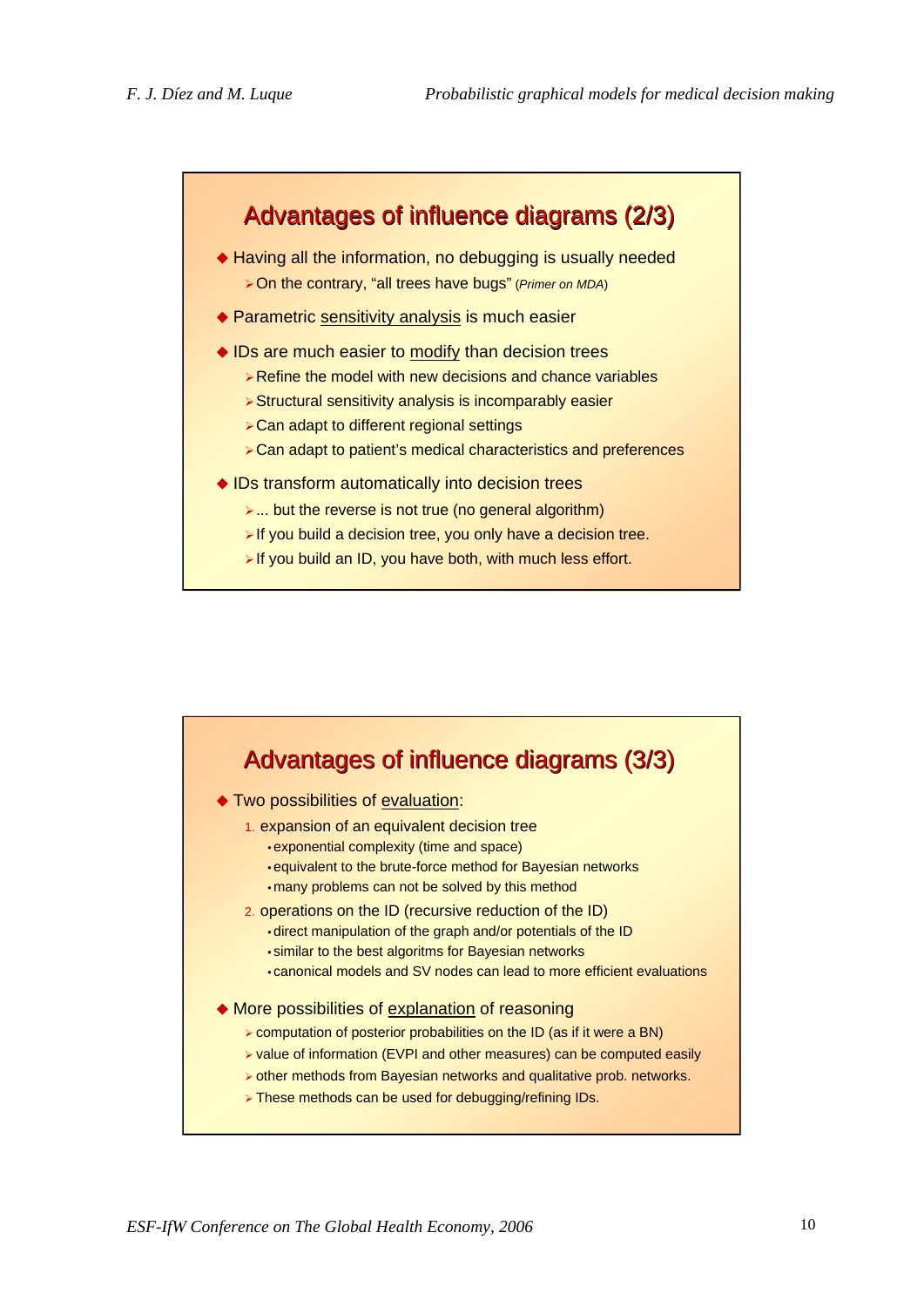## Advantages of influence diagrams (2/3)

- Having all the information, no debugging is usually needed
  - On the contrary, “all trees have bugs” (*Primer on MDA*)
- Parametric sensitivity analysis is much easier
- IDs are much easier to modify than decision trees
  - Refine the model with new decisions and chance variables
  - Structural sensitivity analysis is incomparably easier
  - Can adapt to different regional settings
  - Can adapt to patient’s medical characteristics and preferences
- IDs transform automatically into decision trees
  - ... but the reverse is not true (no general algorithm)
  - If you build a decision tree, you only have a decision tree.
  - If you build an ID, you have both, with much less effort.

## Advantages of influence diagrams (3/3)

- Two possibilities of evaluation:
  1. expansion of an equivalent decision tree
     - exponential complexity (time and space)
     - equivalent to the brute-force method for Bayesian networks
     - many problems can not be solved by this method
  2. operations on the ID (recursive reduction of the ID)
     - direct manipulation of the graph and/or potentials of the ID
     - similar to the best algoritms for Bayesian networks
     - canonical models and SV nodes can lead to more efficient evaluations
- More possibilities of explanation of reasoning
  - computation of posterior probabilities on the ID (as if it were a BN)
  - value of information (EVPI and other measures) can be computed easily
  - other methods from Bayesian networks and qualitative prob. networks.
  - These methods can be used for debugging/refining IDs.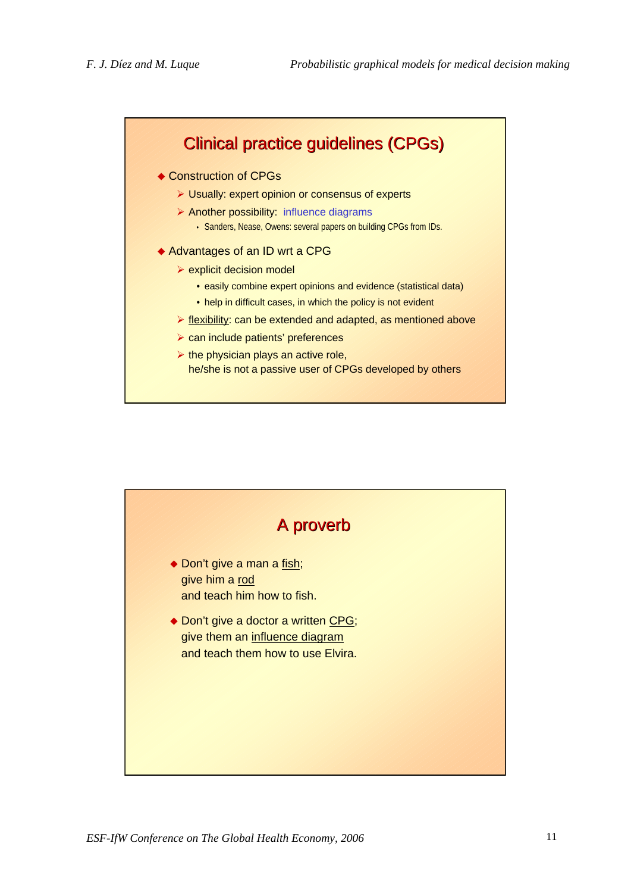## Clinical practice guidelines (CPGs)

- Construction of CPGs
  - Usually: expert opinion or consensus of experts
  - Another possibility: influence diagrams
    - Sanders, Nease, Owens: several papers on building CPGs from IDs.
- Advantages of an ID wrt a CPG
  - explicit decision model
    - easily combine expert opinions and evidence (statistical data)
    - help in difficult cases, in which the policy is not evident
  - flexibility: can be extended and adapted, as mentioned above
  - can include patients' preferences
  - the physician plays an active role, he/she is not a passive user of CPGs developed by others

## A proverb

- Don't give a man a fish;  
  give him a rod  
  and teach him how to fish.
- Don't give a doctor a written CPG;  
  give them an influence diagram  
  and teach them how to use Elvira.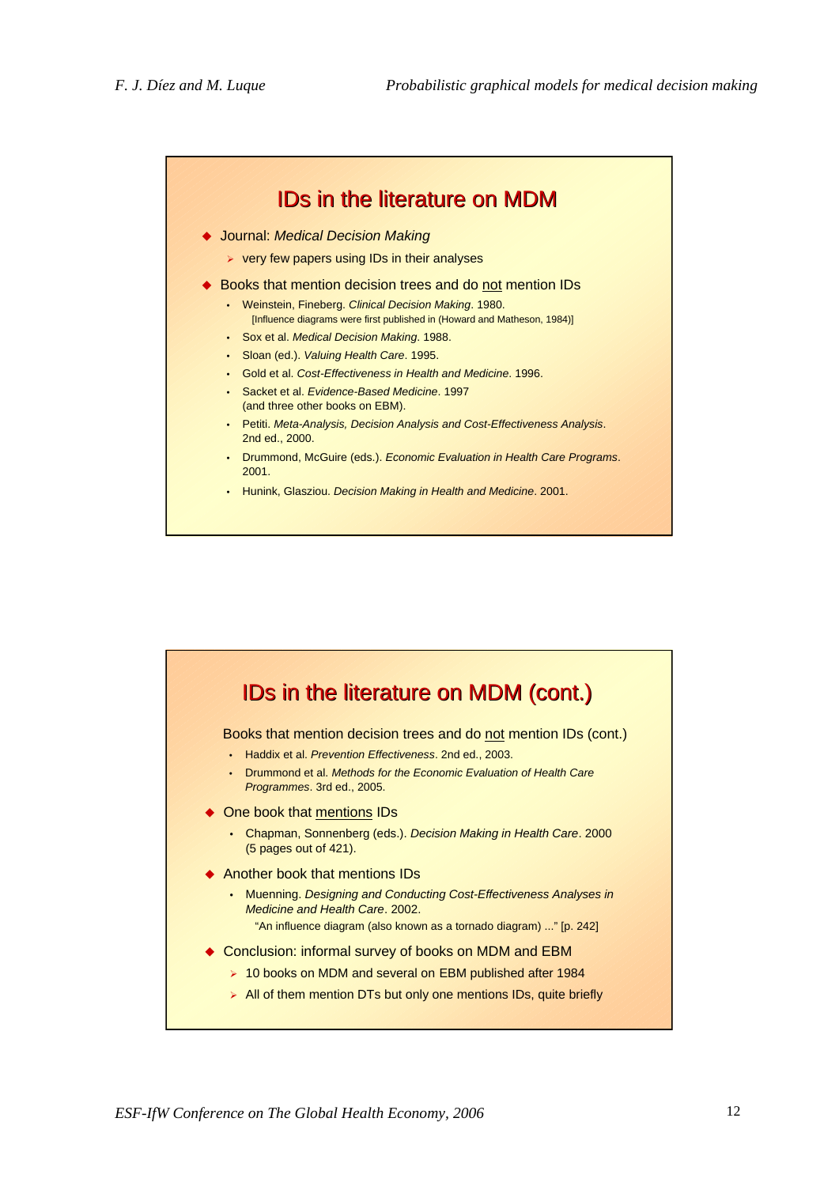## IDs in the literature on MDM

- Journal: *Medical Decision Making*
  - very few papers using IDs in their analyses
- Books that mention decision trees and do <u>not</u> mention IDs
  - Weinstein, Fineberg. *Clinical Decision Making*. 1980.
    [Influence diagrams were first published in (Howard and Matheson, 1984)]
  - Sox et al. *Medical Decision Making*. 1988.
  - Sloan (ed.). *Valuing Health Care*. 1995.
  - Gold et al. *Cost-Effectiveness in Health and Medicine*. 1996.
  - Sacket et al. *Evidence-Based Medicine*. 1997
    (and three other books on EBM).
  - Petiti. *Meta-Analysis, Decision Analysis and Cost-Effectiveness Analysis*. 2nd ed., 2000.
  - Drummond, McGuire (eds.). *Economic Evaluation in Health Care Programs*. 2001.
  - Hunink, Glasziou. *Decision Making in Health and Medicine*. 2001.

## IDs in the literature on MDM (cont.)

Books that mention decision trees and do <u>not</u> mention IDs (cont.)

- Haddix et al. *Prevention Effectiveness*. 2nd ed., 2003.
- Drummond et al. *Methods for the Economic Evaluation of Health Care Programmes*. 3rd ed., 2005.

- One book that <u>mentions</u> IDs
  - Chapman, Sonnenberg (eds.). *Decision Making in Health Care*. 2000
    (5 pages out of 421).
- Another book that mentions IDs
  - Muenning. *Designing and Conducting Cost-Effectiveness Analyses in Medicine and Health Care*. 2002.
    "An influence diagram (also known as a tornado diagram) ..." [p. 242]
- Conclusion: informal survey of books on MDM and EBM
  - 10 books on MDM and several on EBM published after 1984
  - All of them mention DTs but only one mentions IDs, quite briefly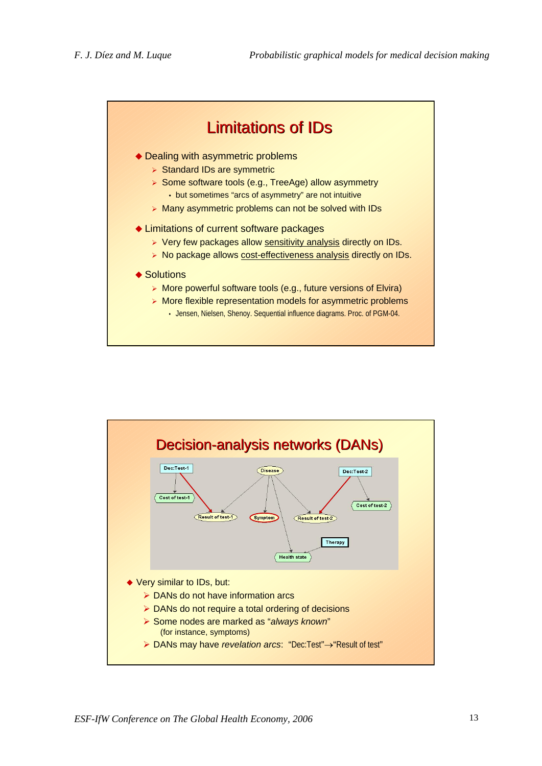## Limitations of IDs

- Dealing with asymmetric problems
  - Standard IDs are symmetric
  - Some software tools (e.g., TreeAge) allow asymmetry
    - but sometimes "arcs of asymmetry" are not intuitive
  - Many asymmetric problems can not be solved with IDs
- Limitations of current software packages
  - Very few packages allow sensitivity analysis directly on IDs.
  - No package allows cost-effectiveness analysis directly on IDs.
- Solutions
  - More powerful software tools (e.g., future versions of Elvira)
  - More flexible representation models for asymmetric problems
    - Jensen, Nielsen, Shenoy. Sequential influence diagrams. Proc. of PGM-04.

## Decision-analysis networks (DANs)

- Very similar to IDs, but:
  - DANs do not have information arcs
  - DANs do not require a total ordering of decisions
  - Some nodes are marked as "*always known*" (for instance, symptoms)
  - DANs may have *revelation arcs*: "Dec:Test"→"Result of test"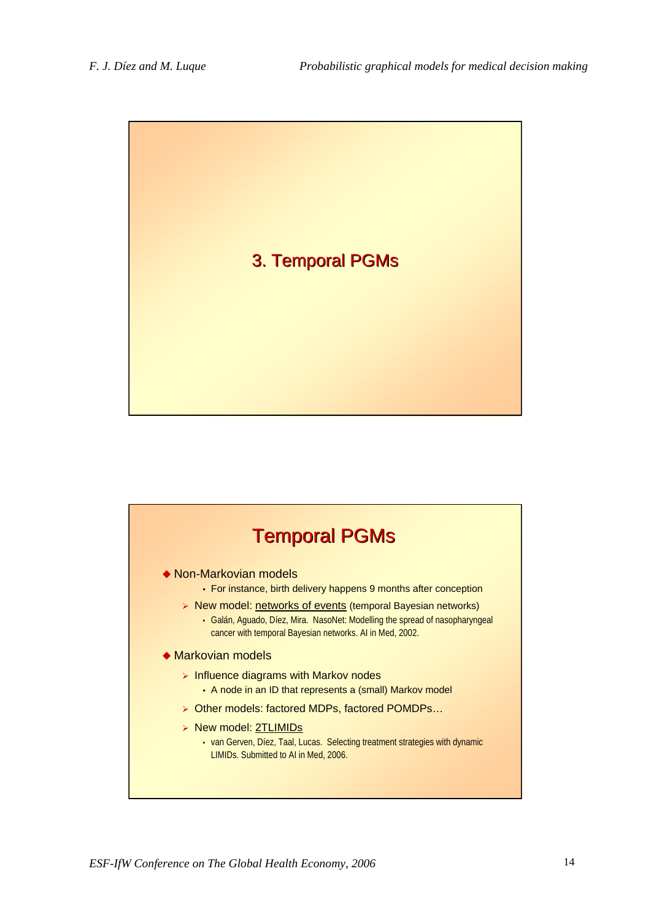# 3. Temporal PGMs

## Temporal PGMs

- Non-Markovian models
    - For instance, birth delivery happens 9 months after conception
  - New model: networks of events (temporal Bayesian networks)
    - Galán, Aguado, Díez, Mira. NasoNet: Modelling the spread of nasopharyngeal cancer with temporal Bayesian networks. AI in Med, 2002.
- Markovian models
  - Influence diagrams with Markov nodes
    - A node in an ID that represents a (small) Markov model
  - Other models: factored MDPs, factored POMDPs…
  - New model: 2TLIMIDs
    - van Gerven, Díez, Taal, Lucas. Selecting treatment strategies with dynamic LIMIDs. Submitted to AI in Med, 2006.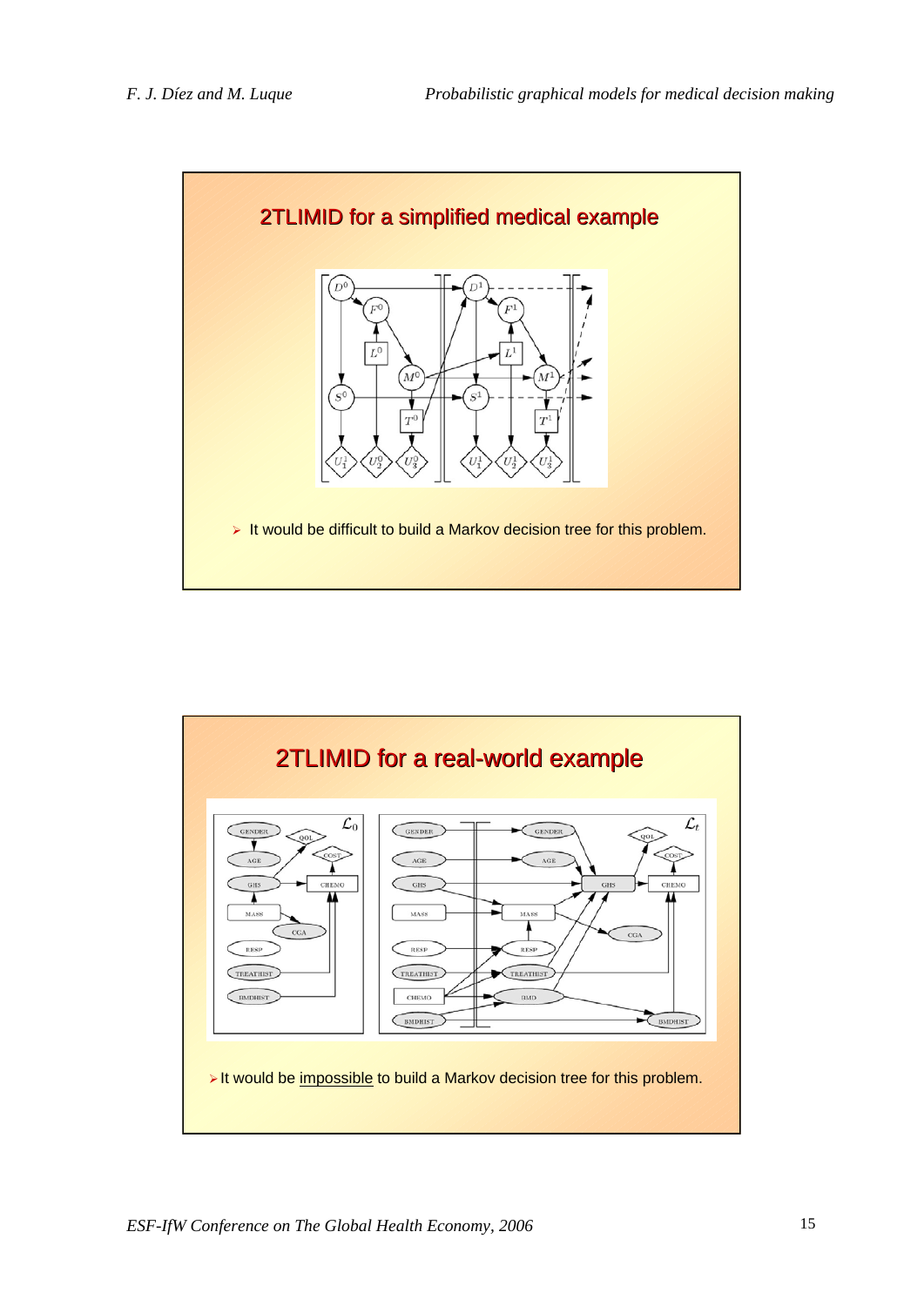## 2TLIMID for a simplified medical example

- It would be difficult to build a Markov decision tree for this problem.

## 2TLIMID for a real-world example

- It would be <u>impossible</u> to build a Markov decision tree for this problem.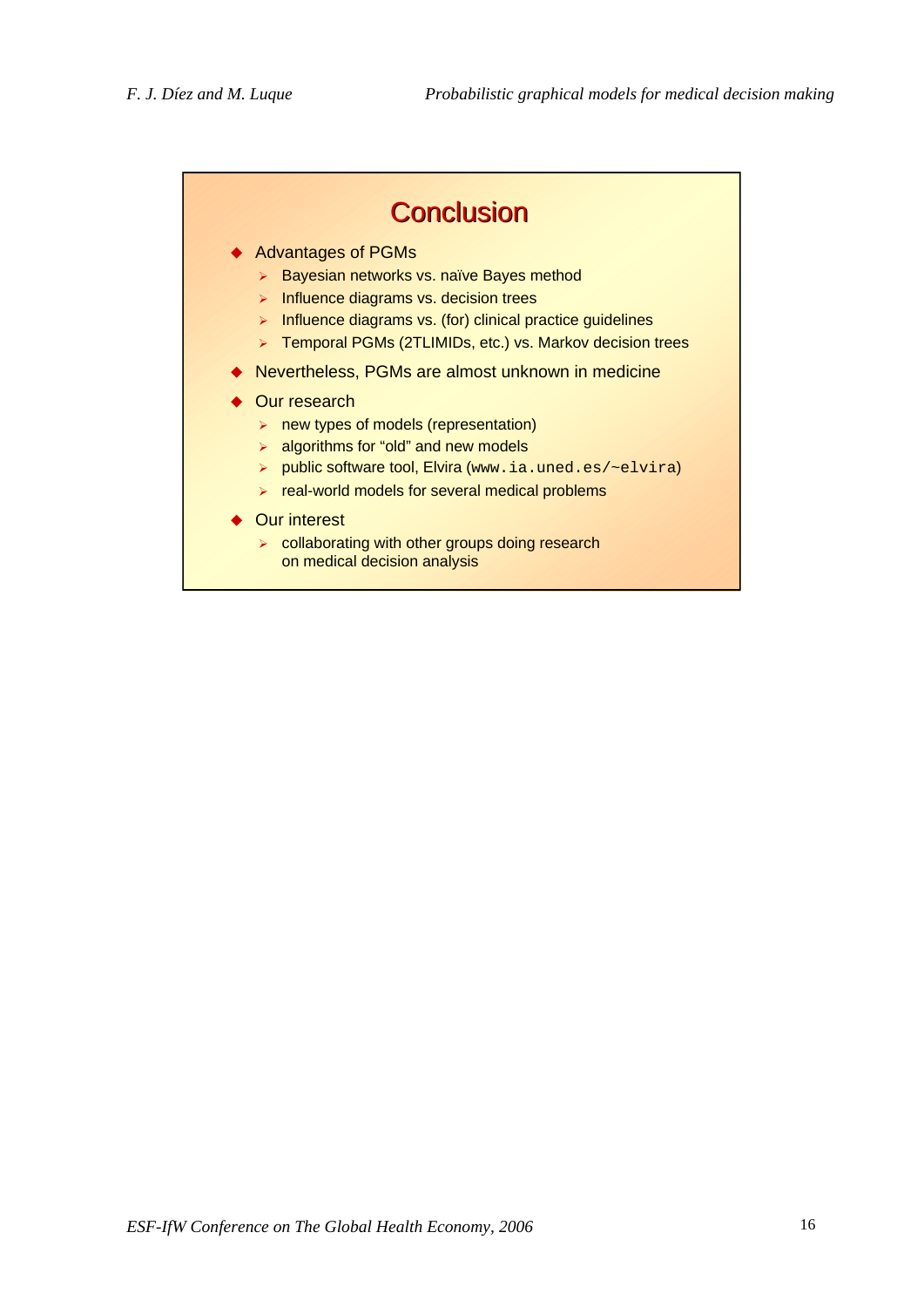## Conclusion

- Advantages of PGMs
  - Bayesian networks vs. naïve Bayes method
  - Influence diagrams vs. decision trees
  - Influence diagrams vs. (for) clinical practice guidelines
  - Temporal PGMs (2TLIMIDs, etc.) vs. Markov decision trees
- Nevertheless, PGMs are almost unknown in medicine
- Our research
  - new types of models (representation)
  - algorithms for "old" and new models
  - public software tool, Elvira (`www.ia.uned.es/~elvira`)
  - real-world models for several medical problems
- Our interest
  - collaborating with other groups doing research on medical decision analysis